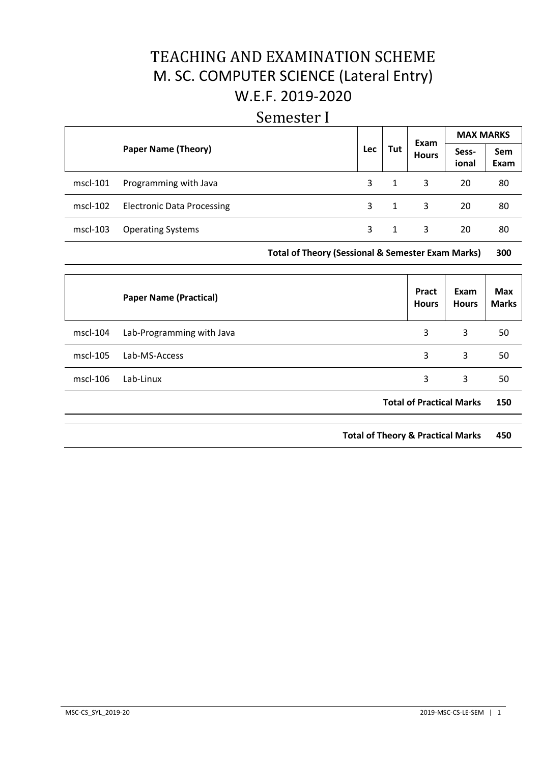# TEACHING AND EXAMINATION SCHEME
# M. SC. COMPUTER SCIENCE (Lateral Entry)
# W.E.F. 2019-2020

## Semester I

| | Paper Name (Theory) | Lec | Tut | Exam Hours | MAX MARKS | |
|---|---|---|---|---|---|---|
| | | | | | Sess-ional | Sem Exam |
| mscl-101 | Programming with Java | 3 | 1 | 3 | 20 | 80 |
| mscl-102 | Electronic Data Processing | 3 | 1 | 3 | 20 | 80 |
| mscl-103 | Operating Systems | 3 | 1 | 3 | 20 | 80 |
| | **Total of Theory (Sessional & Semester Exam Marks)** | | | | | **300** |

| | Paper Name (Practical) | Pract Hours | Exam Hours | Max Marks |
|---|---|---|---|---|
| mscl-104 | Lab-Programming with Java | 3 | 3 | 50 |
| mscl-105 | Lab-MS-Access | 3 | 3 | 50 |
| mscl-106 | Lab-Linux | 3 | 3 | 50 |
| | **Total of Practical Marks** | | | **150** |

| | |
|---|---|
| **Total of Theory & Practical Marks** | **450** |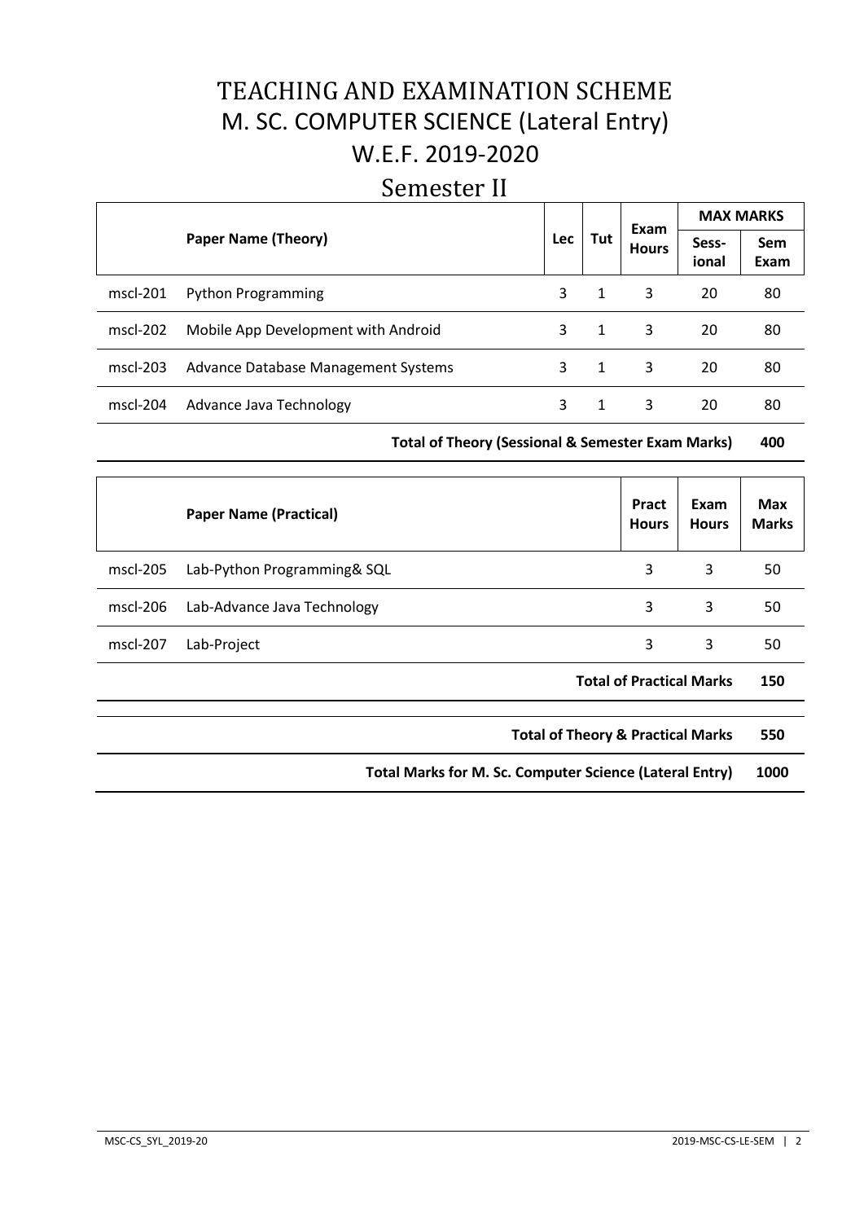# TEACHING AND EXAMINATION SCHEME
# M. SC. COMPUTER SCIENCE (Lateral Entry)
# W.E.F. 2019-2020
## Semester II

| | Paper Name (Theory) | Lec | Tut | Exam Hours | MAX MARKS | |
|---|---|---|---|---|---|---|
| | | | | | Sess-ional | Sem Exam |
| mscl-201 | Python Programming | 3 | 1 | 3 | 20 | 80 |
| mscl-202 | Mobile App Development with Android | 3 | 1 | 3 | 20 | 80 |
| mscl-203 | Advance Database Management Systems | 3 | 1 | 3 | 20 | 80 |
| mscl-204 | Advance Java Technology | 3 | 1 | 3 | 20 | 80 |
| | **Total of Theory (Sessional & Semester Exam Marks)** | | | | | **400** |

| | Paper Name (Practical) | Pract Hours | Exam Hours | Max Marks |
|---|---|---|---|---|
| mscl-205 | Lab-Python Programming& SQL | 3 | 3 | 50 |
| mscl-206 | Lab-Advance Java Technology | 3 | 3 | 50 |
| mscl-207 | Lab-Project | 3 | 3 | 50 |
| | **Total of Practical Marks** | | | **150** |

| | |
|---|---|
| **Total of Theory & Practical Marks** | **550** |
| **Total Marks for M. Sc. Computer Science (Lateral Entry)** | **1000** |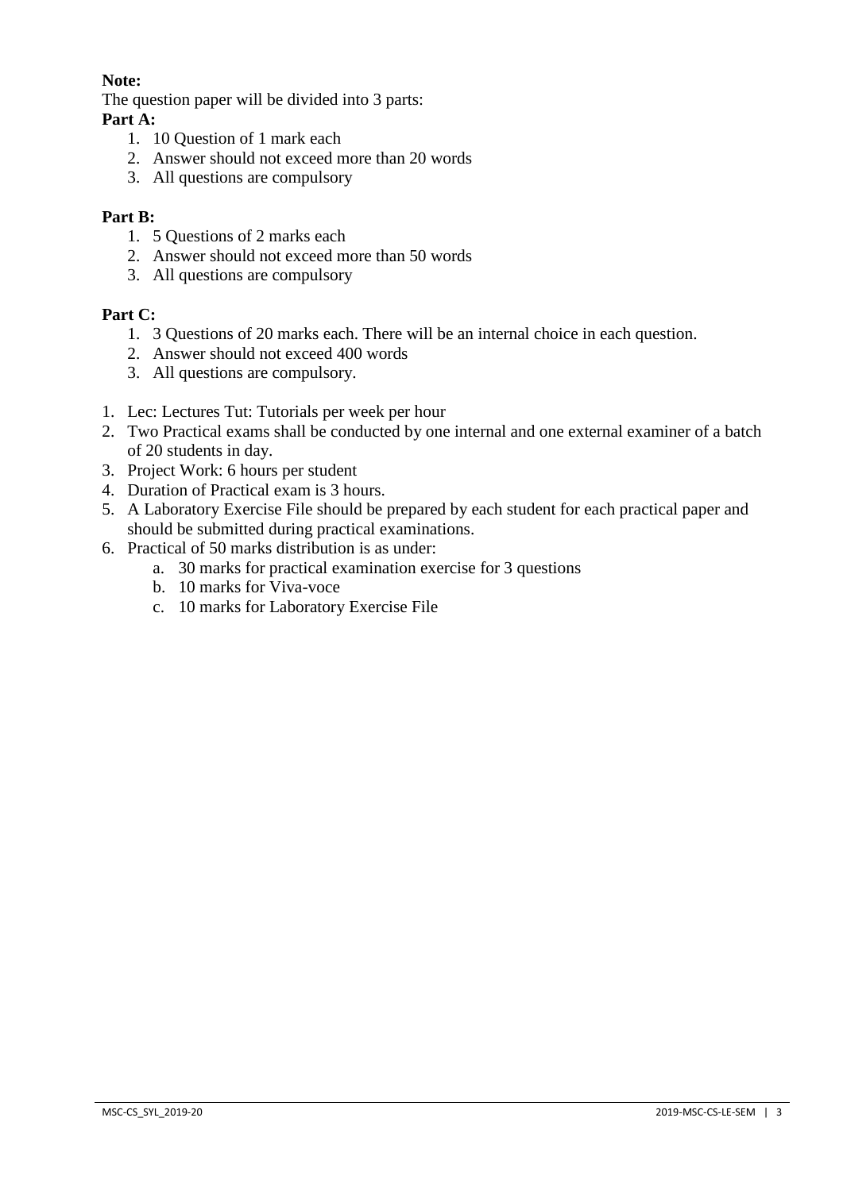**Note:**

The question paper will be divided into 3 parts:

**Part A:**

1. 10 Question of 1 mark each
2. Answer should not exceed more than 20 words
3. All questions are compulsory

**Part B:**

1. 5 Questions of 2 marks each
2. Answer should not exceed more than 50 words
3. All questions are compulsory

**Part C:**

1. 3 Questions of 20 marks each. There will be an internal choice in each question.
2. Answer should not exceed 400 words
3. All questions are compulsory.

1. Lec: Lectures Tut: Tutorials per week per hour
2. Two Practical exams shall be conducted by one internal and one external examiner of a batch of 20 students in day.
3. Project Work: 6 hours per student
4. Duration of Practical exam is 3 hours.
5. A Laboratory Exercise File should be prepared by each student for each practical paper and should be submitted during practical examinations.
6. Practical of 50 marks distribution is as under:
   a. 30 marks for practical examination exercise for 3 questions
   b. 10 marks for Viva-voce
   c. 10 marks for Laboratory Exercise File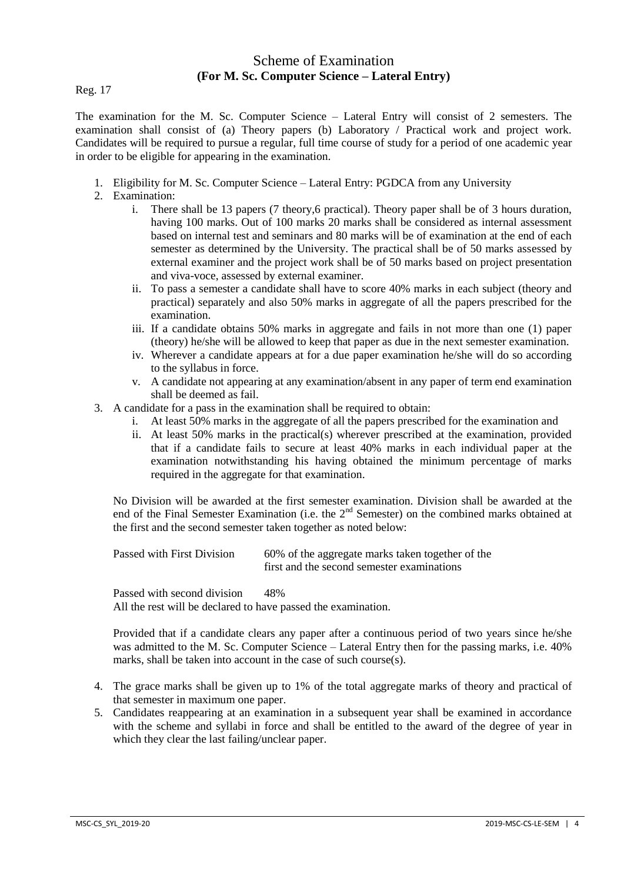# Scheme of Examination
**(For M. Sc. Computer Science – Lateral Entry)**

Reg. 17

The examination for the M. Sc. Computer Science – Lateral Entry will consist of 2 semesters. The examination shall consist of (a) Theory papers (b) Laboratory / Practical work and project work. Candidates will be required to pursue a regular, full time course of study for a period of one academic year in order to be eligible for appearing in the examination.

1. Eligibility for M. Sc. Computer Science – Lateral Entry: PGDCA from any University
2. Examination:
   i. There shall be 13 papers (7 theory,6 practical). Theory paper shall be of 3 hours duration, having 100 marks. Out of 100 marks 20 marks shall be considered as internal assessment based on internal test and seminars and 80 marks will be of examination at the end of each semester as determined by the University. The practical shall be of 50 marks assessed by external examiner and the project work shall be of 50 marks based on project presentation and viva-voce, assessed by external examiner.
   ii. To pass a semester a candidate shall have to score 40% marks in each subject (theory and practical) separately and also 50% marks in aggregate of all the papers prescribed for the examination.
   iii. If a candidate obtains 50% marks in aggregate and fails in not more than one (1) paper (theory) he/she will be allowed to keep that paper as due in the next semester examination.
   iv. Wherever a candidate appears at for a due paper examination he/she will do so according to the syllabus in force.
   v. A candidate not appearing at any examination/absent in any paper of term end examination shall be deemed as fail.
3. A candidate for a pass in the examination shall be required to obtain:
   i. At least 50% marks in the aggregate of all the papers prescribed for the examination and
   ii. At least 50% marks in the practical(s) wherever prescribed at the examination, provided that if a candidate fails to secure at least 40% marks in each individual paper at the examination notwithstanding his having obtained the minimum percentage of marks required in the aggregate for that examination.

   No Division will be awarded at the first semester examination. Division shall be awarded at the end of the Final Semester Examination (i.e. the 2nd Semester) on the combined marks obtained at the first and the second semester taken together as noted below:

   | | |
   |---|---|
   | Passed with First Division | 60% of the aggregate marks taken together of the first and the second semester examinations |
   | Passed with second division | 48% |

   All the rest will be declared to have passed the examination.

   Provided that if a candidate clears any paper after a continuous period of two years since he/she was admitted to the M. Sc. Computer Science – Lateral Entry then for the passing marks, i.e. 40% marks, shall be taken into account in the case of such course(s).

4. The grace marks shall be given up to 1% of the total aggregate marks of theory and practical of that semester in maximum one paper.
5. Candidates reappearing at an examination in a subsequent year shall be examined in accordance with the scheme and syllabi in force and shall be entitled to the award of the degree of year in which they clear the last failing/unclear paper.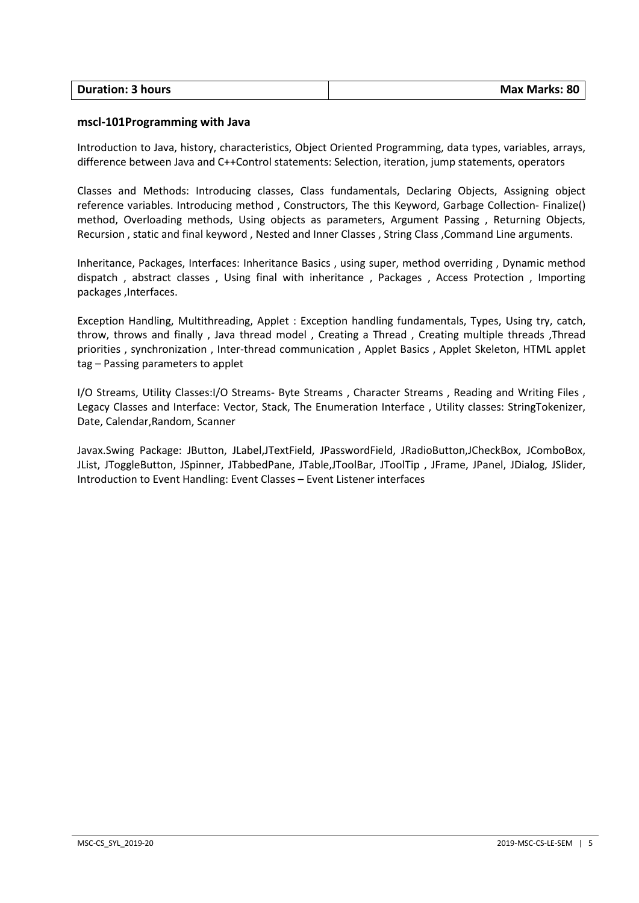| Duration: 3 hours | Max Marks: 80 |
| --- | --- |

**mscl-101Programming with Java**

Introduction to Java, history, characteristics, Object Oriented Programming, data types, variables, arrays, difference between Java and C++Control statements: Selection, iteration, jump statements, operators

Classes and Methods: Introducing classes, Class fundamentals, Declaring Objects, Assigning object reference variables. Introducing method , Constructors, The this Keyword, Garbage Collection- Finalize() method, Overloading methods, Using objects as parameters, Argument Passing , Returning Objects, Recursion , static and final keyword , Nested and Inner Classes , String Class ,Command Line arguments.

Inheritance, Packages, Interfaces: Inheritance Basics , using super, method overriding , Dynamic method dispatch , abstract classes , Using final with inheritance , Packages , Access Protection , Importing packages ,Interfaces.

Exception Handling, Multithreading, Applet : Exception handling fundamentals, Types, Using try, catch, throw, throws and finally , Java thread model , Creating a Thread , Creating multiple threads ,Thread priorities , synchronization , Inter-thread communication , Applet Basics , Applet Skeleton, HTML applet tag – Passing parameters to applet

I/O Streams, Utility Classes:I/O Streams- Byte Streams , Character Streams , Reading and Writing Files , Legacy Classes and Interface: Vector, Stack, The Enumeration Interface , Utility classes: StringTokenizer, Date, Calendar,Random, Scanner

Javax.Swing Package: JButton, JLabel,JTextField, JPasswordField, JRadioButton,JCheckBox, JComboBox, JList, JToggleButton, JSpinner, JTabbedPane, JTable,JToolBar, JToolTip , JFrame, JPanel, JDialog, JSlider, Introduction to Event Handling: Event Classes – Event Listener interfaces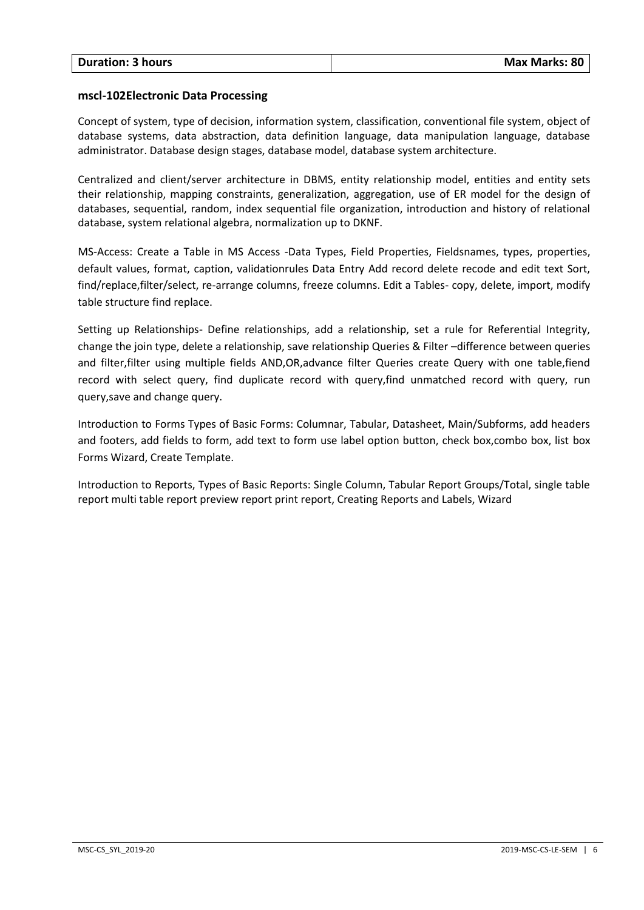| Duration: 3 hours | Max Marks: 80 |
|---|---|

**mscl-102Electronic Data Processing**

Concept of system, type of decision, information system, classification, conventional file system, object of database systems, data abstraction, data definition language, data manipulation language, database administrator. Database design stages, database model, database system architecture.

Centralized and client/server architecture in DBMS, entity relationship model, entities and entity sets their relationship, mapping constraints, generalization, aggregation, use of ER model for the design of databases, sequential, random, index sequential file organization, introduction and history of relational database, system relational algebra, normalization up to DKNF.

MS-Access: Create a Table in MS Access -Data Types, Field Properties, Fieldsnames, types, properties, default values, format, caption, validationrules Data Entry Add record delete recode and edit text Sort, find/replace,filter/select, re-arrange columns, freeze columns. Edit a Tables- copy, delete, import, modify table structure find replace.

Setting up Relationships- Define relationships, add a relationship, set a rule for Referential Integrity, change the join type, delete a relationship, save relationship Queries & Filter –difference between queries and filter,filter using multiple fields AND,OR,advance filter Queries create Query with one table,fiend record with select query, find duplicate record with query,find unmatched record with query, run query,save and change query.

Introduction to Forms Types of Basic Forms: Columnar, Tabular, Datasheet, Main/Subforms, add headers and footers, add fields to form, add text to form use label option button, check box,combo box, list box Forms Wizard, Create Template.

Introduction to Reports, Types of Basic Reports: Single Column, Tabular Report Groups/Total, single table report multi table report preview report print report, Creating Reports and Labels, Wizard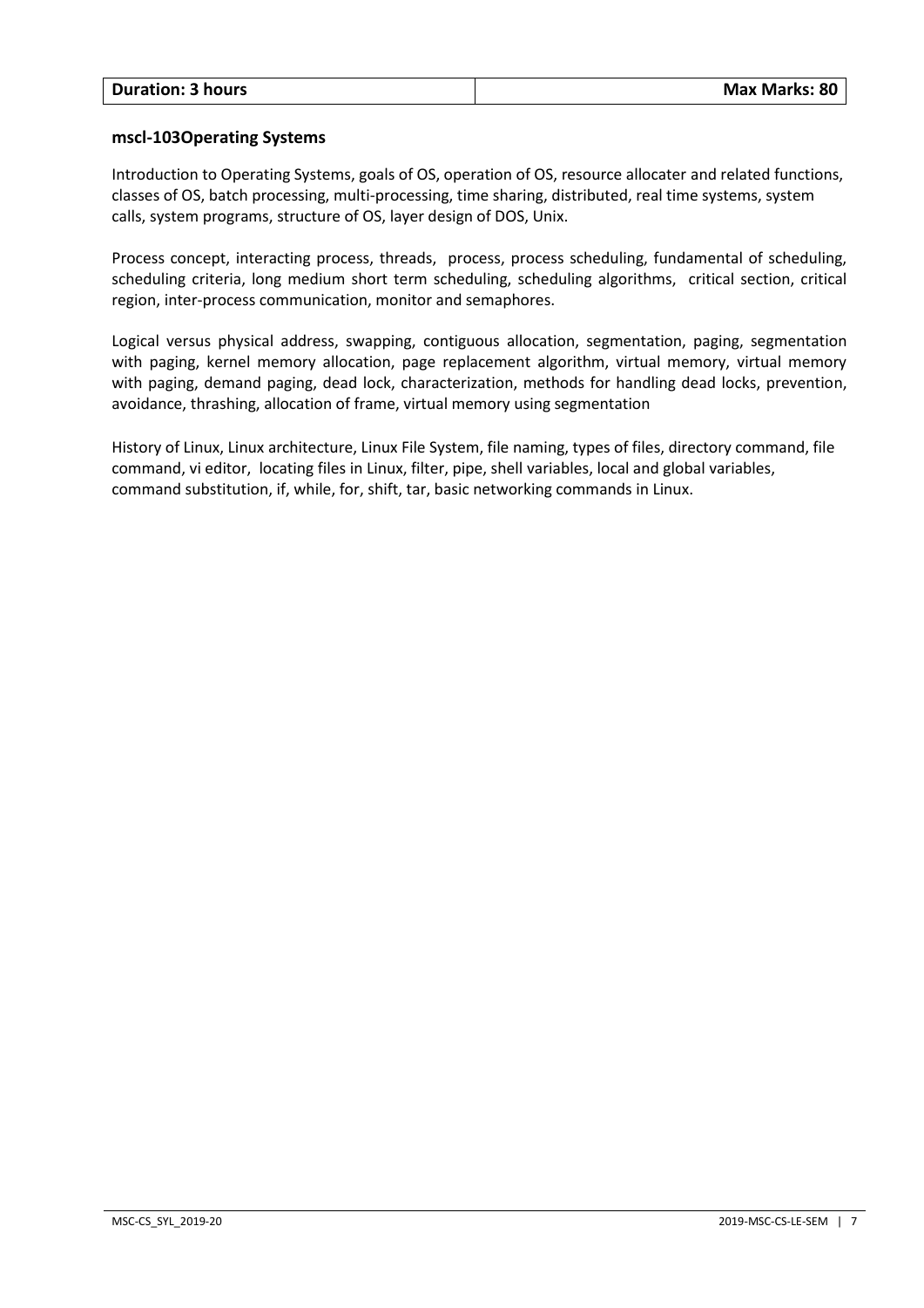| Duration: 3 hours | Max Marks: 80 |
|---|---|

**mscl-103Operating Systems**

Introduction to Operating Systems, goals of OS, operation of OS, resource allocater and related functions, classes of OS, batch processing, multi-processing, time sharing, distributed, real time systems, system calls, system programs, structure of OS, layer design of DOS, Unix.

Process concept, interacting process, threads, process, process scheduling, fundamental of scheduling, scheduling criteria, long medium short term scheduling, scheduling algorithms, critical section, critical region, inter-process communication, monitor and semaphores.

Logical versus physical address, swapping, contiguous allocation, segmentation, paging, segmentation with paging, kernel memory allocation, page replacement algorithm, virtual memory, virtual memory with paging, demand paging, dead lock, characterization, methods for handling dead locks, prevention, avoidance, thrashing, allocation of frame, virtual memory using segmentation

History of Linux, Linux architecture, Linux File System, file naming, types of files, directory command, file command, vi editor, locating files in Linux, filter, pipe, shell variables, local and global variables, command substitution, if, while, for, shift, tar, basic networking commands in Linux.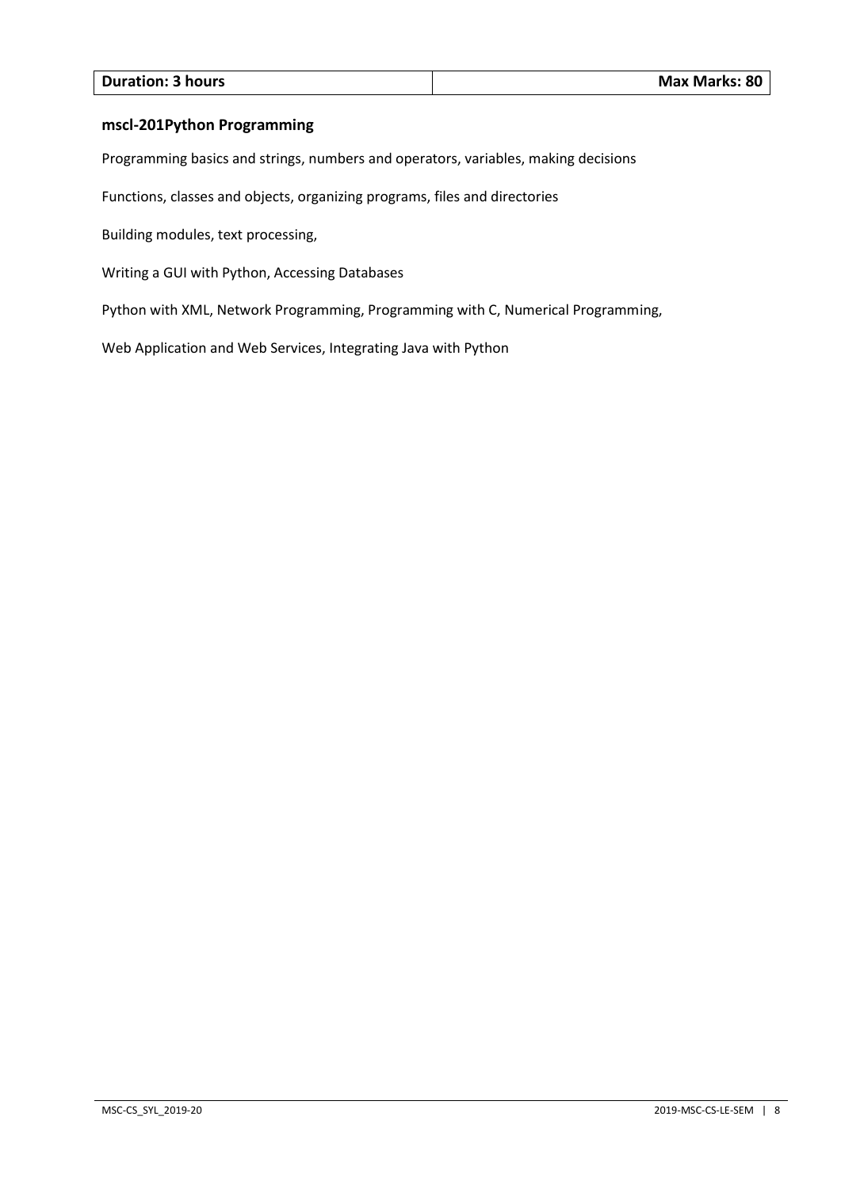| Duration: 3 hours | Max Marks: 80 |
| --- | --- |

### mscl-201Python Programming

Programming basics and strings, numbers and operators, variables, making decisions

Functions, classes and objects, organizing programs, files and directories

Building modules, text processing,

Writing a GUI with Python, Accessing Databases

Python with XML, Network Programming, Programming with C, Numerical Programming,

Web Application and Web Services, Integrating Java with Python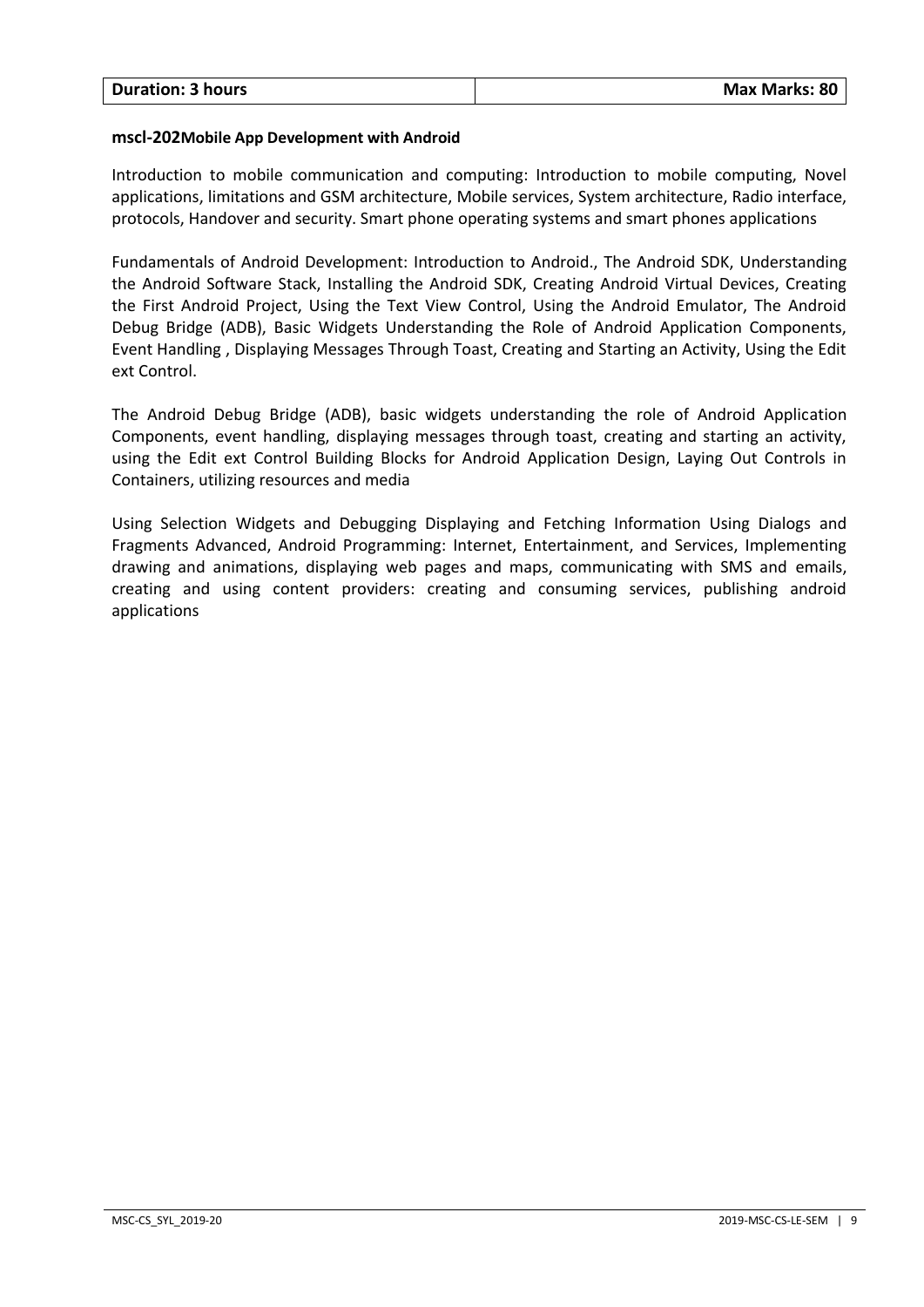| Duration: 3 hours | Max Marks: 80 |
|---|---|

**mscl-202Mobile App Development with Android**

Introduction to mobile communication and computing: Introduction to mobile computing, Novel applications, limitations and GSM architecture, Mobile services, System architecture, Radio interface, protocols, Handover and security. Smart phone operating systems and smart phones applications

Fundamentals of Android Development: Introduction to Android., The Android SDK, Understanding the Android Software Stack, Installing the Android SDK, Creating Android Virtual Devices, Creating the First Android Project, Using the Text View Control, Using the Android Emulator, The Android Debug Bridge (ADB), Basic Widgets Understanding the Role of Android Application Components, Event Handling , Displaying Messages Through Toast, Creating and Starting an Activity, Using the Edit ext Control.

The Android Debug Bridge (ADB), basic widgets understanding the role of Android Application Components, event handling, displaying messages through toast, creating and starting an activity, using the Edit ext Control Building Blocks for Android Application Design, Laying Out Controls in Containers, utilizing resources and media

Using Selection Widgets and Debugging Displaying and Fetching Information Using Dialogs and Fragments Advanced, Android Programming: Internet, Entertainment, and Services, Implementing drawing and animations, displaying web pages and maps, communicating with SMS and emails, creating and using content providers: creating and consuming services, publishing android applications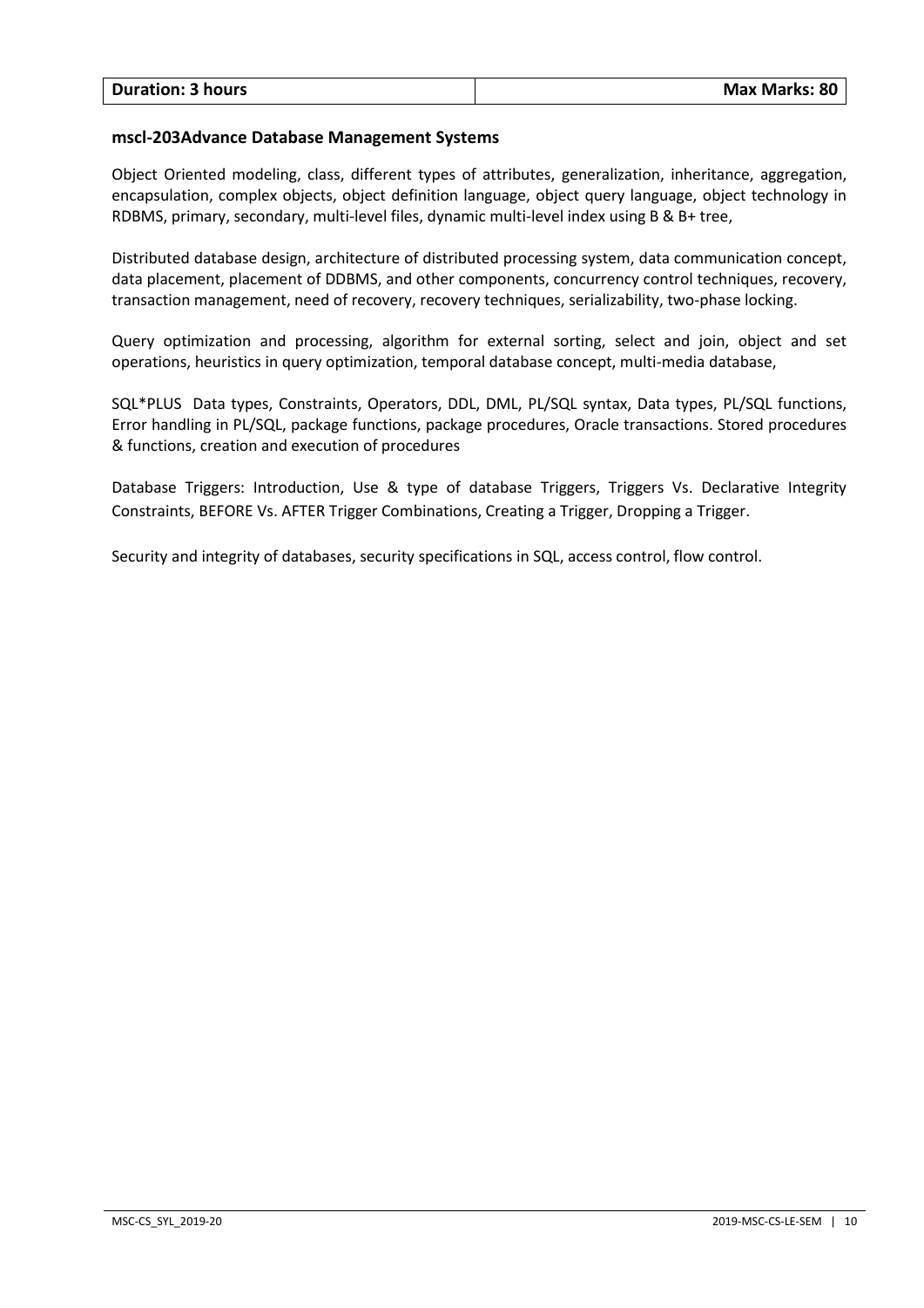| Duration: 3 hours | Max Marks: 80 |
|---|---|

**mscl-203Advance Database Management Systems**

Object Oriented modeling, class, different types of attributes, generalization, inheritance, aggregation, encapsulation, complex objects, object definition language, object query language, object technology in RDBMS, primary, secondary, multi-level files, dynamic multi-level index using B & B+ tree,

Distributed database design, architecture of distributed processing system, data communication concept, data placement, placement of DDBMS, and other components, concurrency control techniques, recovery, transaction management, need of recovery, recovery techniques, serializability, two-phase locking.

Query optimization and processing, algorithm for external sorting, select and join, object and set operations, heuristics in query optimization, temporal database concept, multi-media database,

SQL*PLUS Data types, Constraints, Operators, DDL, DML, PL/SQL syntax, Data types, PL/SQL functions, Error handling in PL/SQL, package functions, package procedures, Oracle transactions. Stored procedures & functions, creation and execution of procedures

Database Triggers: Introduction, Use & type of database Triggers, Triggers Vs. Declarative Integrity Constraints, BEFORE Vs. AFTER Trigger Combinations, Creating a Trigger, Dropping a Trigger.

Security and integrity of databases, security specifications in SQL, access control, flow control.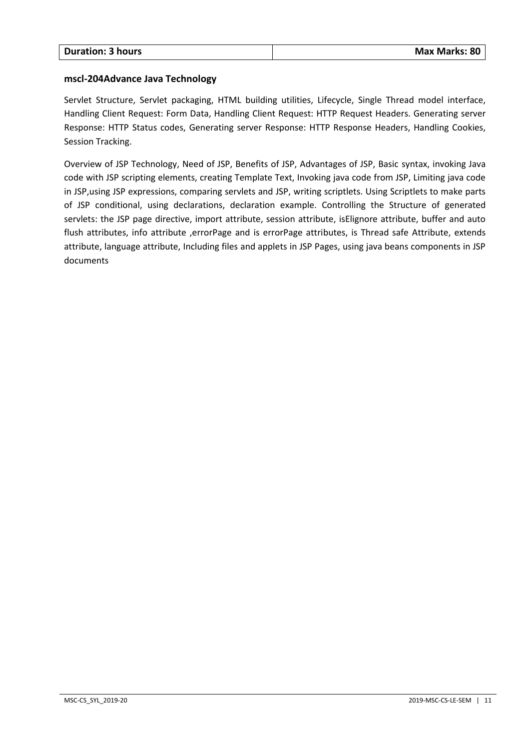| Duration: 3 hours | Max Marks: 80 |
|---|---|

**mscl-204Advance Java Technology**

Servlet Structure, Servlet packaging, HTML building utilities, Lifecycle, Single Thread model interface, Handling Client Request: Form Data, Handling Client Request: HTTP Request Headers. Generating server Response: HTTP Status codes, Generating server Response: HTTP Response Headers, Handling Cookies, Session Tracking.

Overview of JSP Technology, Need of JSP, Benefits of JSP, Advantages of JSP, Basic syntax, invoking Java code with JSP scripting elements, creating Template Text, Invoking java code from JSP, Limiting java code in JSP,using JSP expressions, comparing servlets and JSP, writing scriptlets. Using Scriptlets to make parts of JSP conditional, using declarations, declaration example. Controlling the Structure of generated servlets: the JSP page directive, import attribute, session attribute, isElignore attribute, buffer and auto flush attributes, info attribute ,errorPage and is errorPage attributes, is Thread safe Attribute, extends attribute, language attribute, Including files and applets in JSP Pages, using java beans components in JSP documents